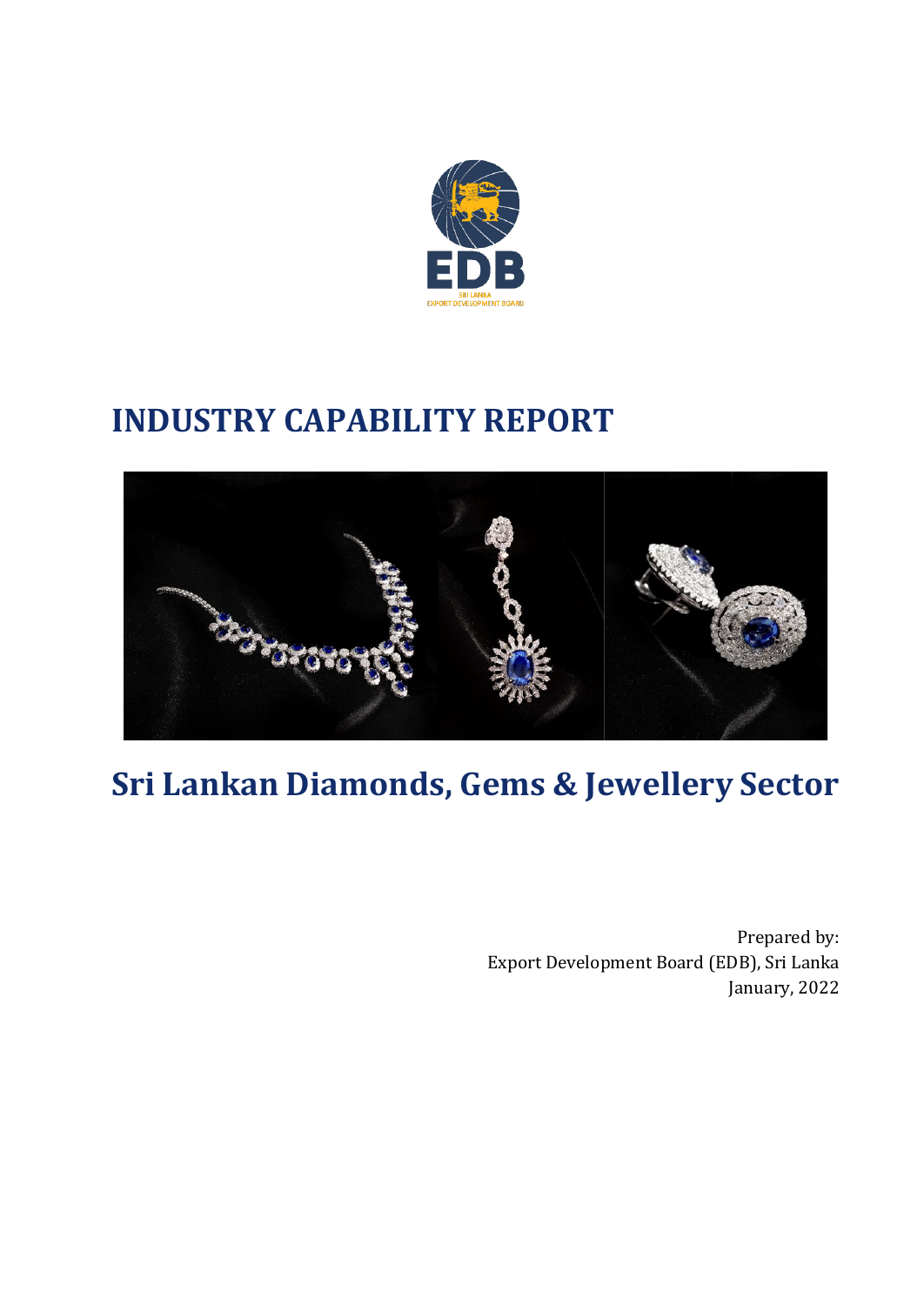# INDUSTRY CAPABILITY REPORT

# Sri Lankan Diamonds, Gems & Jewellery Sector

Prepared by:
Export Development Board (EDB), Sri Lanka
January, 2022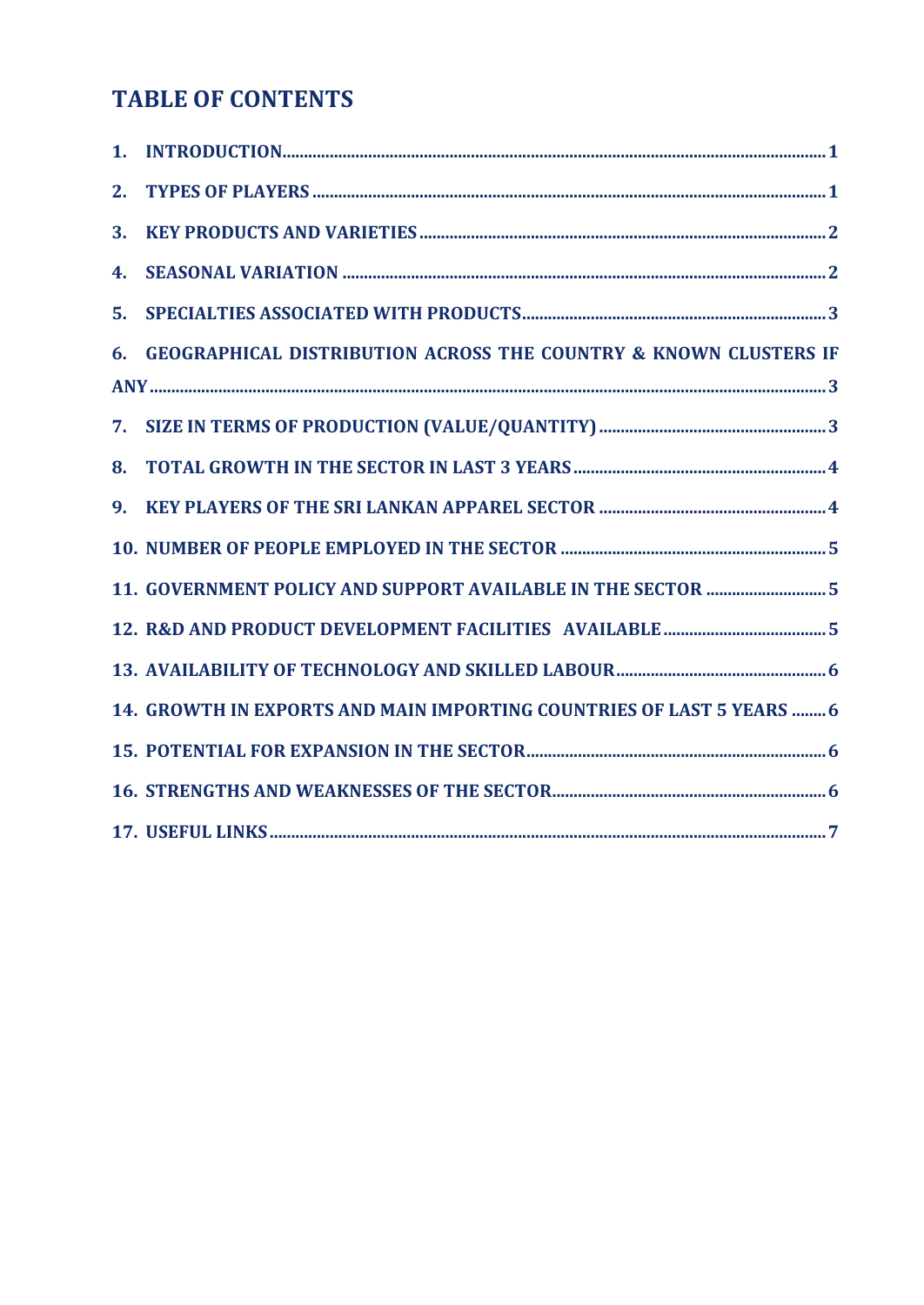# TABLE OF CONTENTS

1. INTRODUCTION ..... 1
2. TYPES OF PLAYERS ..... 1
3. KEY PRODUCTS AND VARIETIES ..... 2
4. SEASONAL VARIATION ..... 2
5. SPECIALTIES ASSOCIATED WITH PRODUCTS ..... 3
6. GEOGRAPHICAL DISTRIBUTION ACROSS THE COUNTRY & KNOWN CLUSTERS IF ANY ..... 3
7. SIZE IN TERMS OF PRODUCTION (VALUE/QUANTITY) ..... 3
8. TOTAL GROWTH IN THE SECTOR IN LAST 3 YEARS ..... 4
9. KEY PLAYERS OF THE SRI LANKAN APPAREL SECTOR ..... 4
10. NUMBER OF PEOPLE EMPLOYED IN THE SECTOR ..... 5
11. GOVERNMENT POLICY AND SUPPORT AVAILABLE IN THE SECTOR ..... 5
12. R&D AND PRODUCT DEVELOPMENT FACILITIES AVAILABLE ..... 5
13. AVAILABILITY OF TECHNOLOGY AND SKILLED LABOUR ..... 6
14. GROWTH IN EXPORTS AND MAIN IMPORTING COUNTRIES OF LAST 5 YEARS ..... 6
15. POTENTIAL FOR EXPANSION IN THE SECTOR ..... 6
16. STRENGTHS AND WEAKNESSES OF THE SECTOR ..... 6
17. USEFUL LINKS ..... 7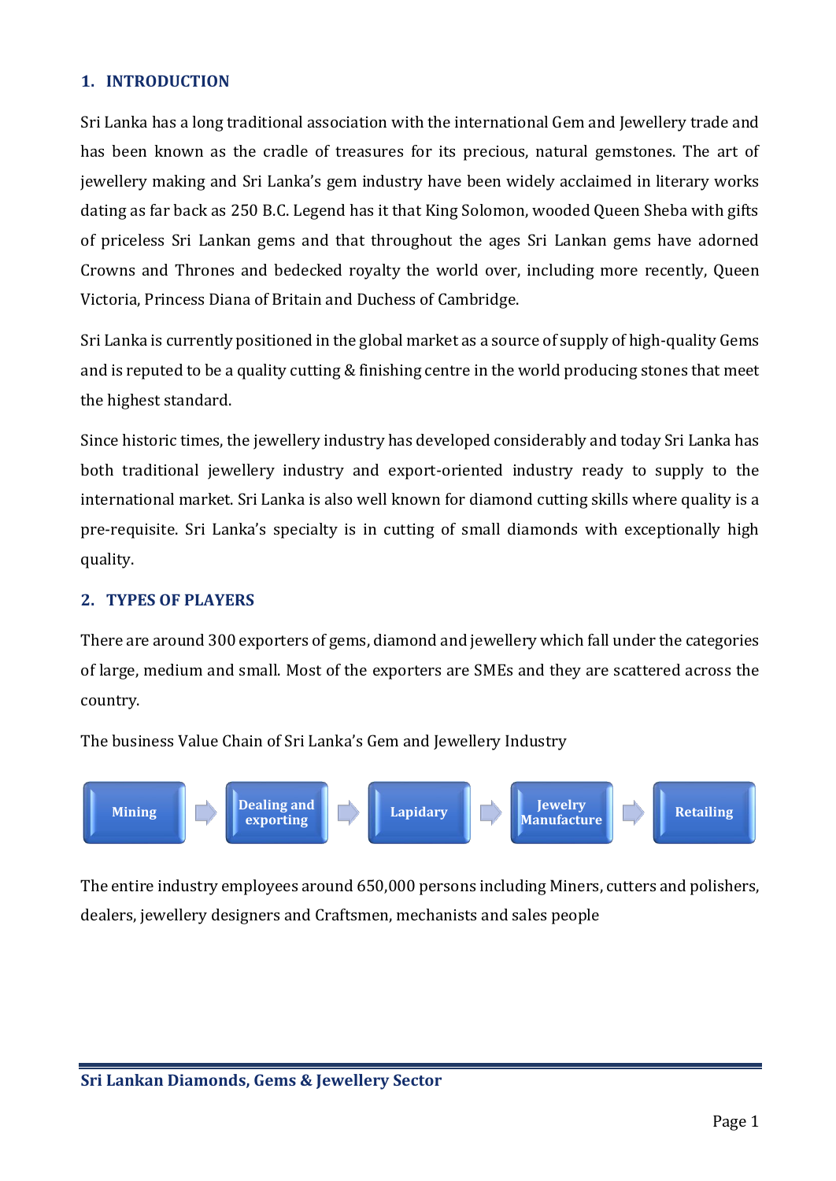## 1. INTRODUCTION

Sri Lanka has a long traditional association with the international Gem and Jewellery trade and has been known as the cradle of treasures for its precious, natural gemstones. The art of jewellery making and Sri Lanka's gem industry have been widely acclaimed in literary works dating as far back as 250 B.C. Legend has it that King Solomon, wooded Queen Sheba with gifts of priceless Sri Lankan gems and that throughout the ages Sri Lankan gems have adorned Crowns and Thrones and bedecked royalty the world over, including more recently, Queen Victoria, Princess Diana of Britain and Duchess of Cambridge.

Sri Lanka is currently positioned in the global market as a source of supply of high-quality Gems and is reputed to be a quality cutting & finishing centre in the world producing stones that meet the highest standard.

Since historic times, the jewellery industry has developed considerably and today Sri Lanka has both traditional jewellery industry and export-oriented industry ready to supply to the international market. Sri Lanka is also well known for diamond cutting skills where quality is a pre-requisite. Sri Lanka's specialty is in cutting of small diamonds with exceptionally high quality.

## 2. TYPES OF PLAYERS

There are around 300 exporters of gems, diamond and jewellery which fall under the categories of large, medium and small. Most of the exporters are SMEs and they are scattered across the country.

The business Value Chain of Sri Lanka's Gem and Jewellery Industry

Mining → Dealing and exporting → Lapidary → Jewelry Manufacture → Retailing

The entire industry employees around 650,000 persons including Miners, cutters and polishers, dealers, jewellery designers and Craftsmen, mechanists and sales people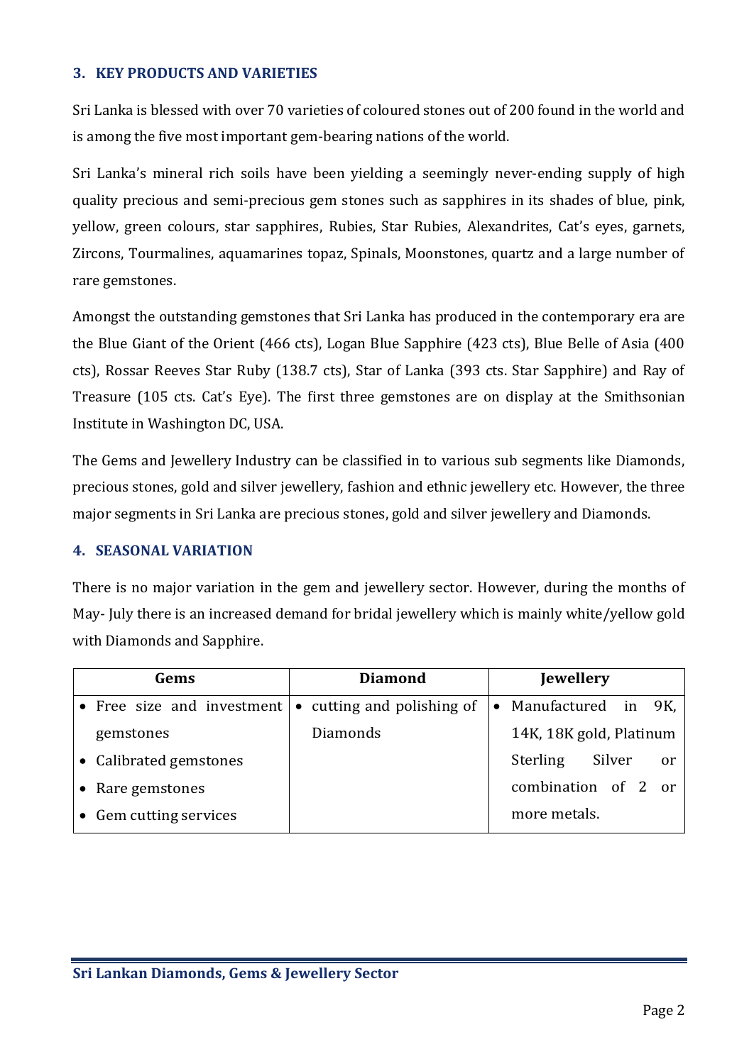## 3. KEY PRODUCTS AND VARIETIES

Sri Lanka is blessed with over 70 varieties of coloured stones out of 200 found in the world and is among the five most important gem-bearing nations of the world.

Sri Lanka's mineral rich soils have been yielding a seemingly never-ending supply of high quality precious and semi-precious gem stones such as sapphires in its shades of blue, pink, yellow, green colours, star sapphires, Rubies, Star Rubies, Alexandrites, Cat's eyes, garnets, Zircons, Tourmalines, aquamarines topaz, Spinals, Moonstones, quartz and a large number of rare gemstones.

Amongst the outstanding gemstones that Sri Lanka has produced in the contemporary era are the Blue Giant of the Orient (466 cts), Logan Blue Sapphire (423 cts), Blue Belle of Asia (400 cts), Rossar Reeves Star Ruby (138.7 cts), Star of Lanka (393 cts. Star Sapphire) and Ray of Treasure (105 cts. Cat's Eye). The first three gemstones are on display at the Smithsonian Institute in Washington DC, USA.

The Gems and Jewellery Industry can be classified in to various sub segments like Diamonds, precious stones, gold and silver jewellery, fashion and ethnic jewellery etc. However, the three major segments in Sri Lanka are precious stones, gold and silver jewellery and Diamonds.

## 4. SEASONAL VARIATION

There is no major variation in the gem and jewellery sector. However, during the months of May- July there is an increased demand for bridal jewellery which is mainly white/yellow gold with Diamonds and Sapphire.

| Gems | Diamond | Jewellery |
|---|---|---|
| • Free size and investment gemstones<br>• Calibrated gemstones<br>• Rare gemstones<br>• Gem cutting services | • cutting and polishing of Diamonds | • Manufactured in 9K, 14K, 18K gold, Platinum Sterling Silver or combination of 2 or more metals. |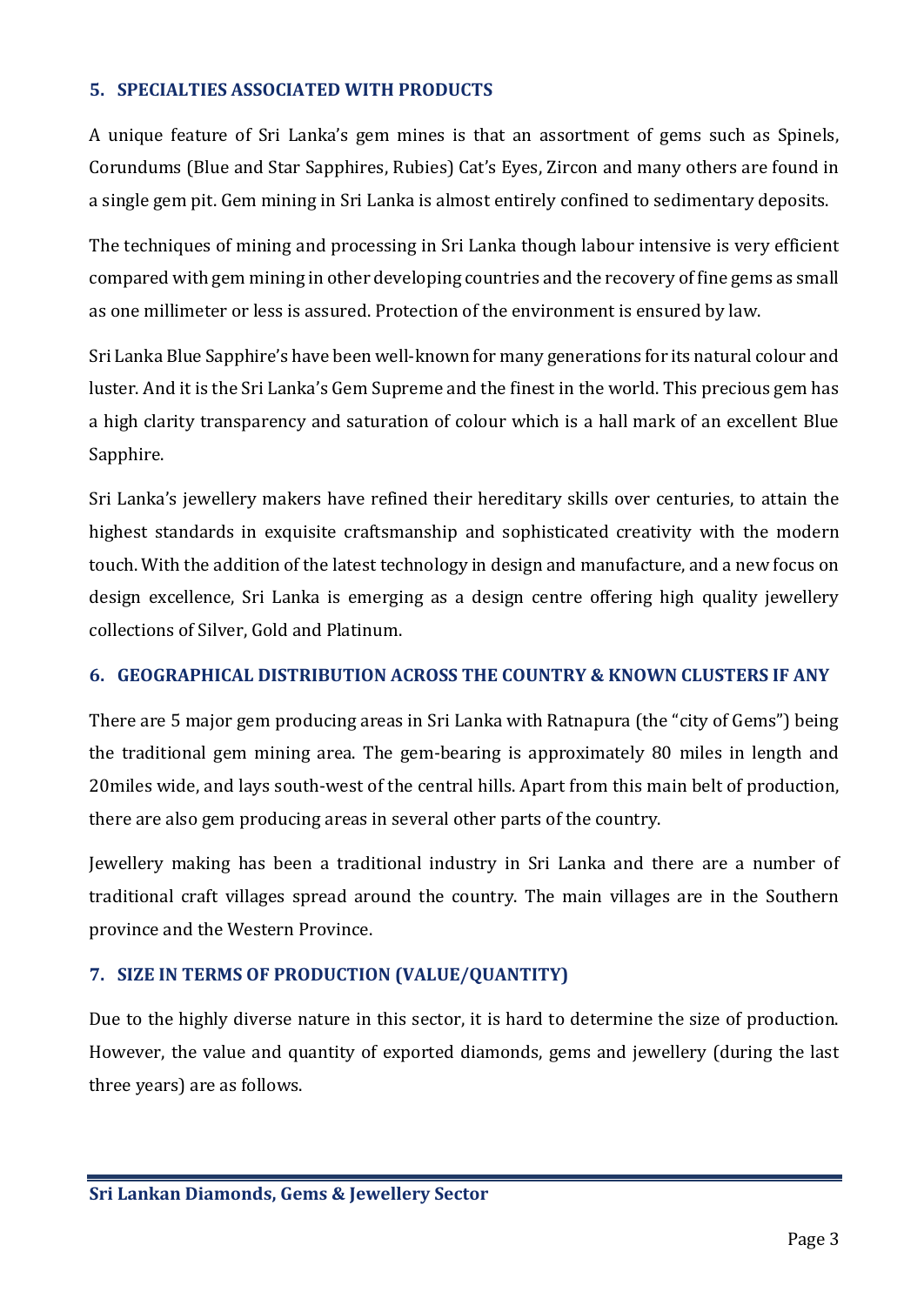## 5. SPECIALTIES ASSOCIATED WITH PRODUCTS

A unique feature of Sri Lanka's gem mines is that an assortment of gems such as Spinels, Corundums (Blue and Star Sapphires, Rubies) Cat's Eyes, Zircon and many others are found in a single gem pit. Gem mining in Sri Lanka is almost entirely confined to sedimentary deposits.

The techniques of mining and processing in Sri Lanka though labour intensive is very efficient compared with gem mining in other developing countries and the recovery of fine gems as small as one millimeter or less is assured. Protection of the environment is ensured by law.

Sri Lanka Blue Sapphire's have been well-known for many generations for its natural colour and luster. And it is the Sri Lanka's Gem Supreme and the finest in the world. This precious gem has a high clarity transparency and saturation of colour which is a hall mark of an excellent Blue Sapphire.

Sri Lanka's jewellery makers have refined their hereditary skills over centuries, to attain the highest standards in exquisite craftsmanship and sophisticated creativity with the modern touch. With the addition of the latest technology in design and manufacture, and a new focus on design excellence, Sri Lanka is emerging as a design centre offering high quality jewellery collections of Silver, Gold and Platinum.

## 6. GEOGRAPHICAL DISTRIBUTION ACROSS THE COUNTRY & KNOWN CLUSTERS IF ANY

There are 5 major gem producing areas in Sri Lanka with Ratnapura (the "city of Gems") being the traditional gem mining area. The gem-bearing is approximately 80 miles in length and 20miles wide, and lays south-west of the central hills. Apart from this main belt of production, there are also gem producing areas in several other parts of the country.

Jewellery making has been a traditional industry in Sri Lanka and there are a number of traditional craft villages spread around the country. The main villages are in the Southern province and the Western Province.

## 7. SIZE IN TERMS OF PRODUCTION (VALUE/QUANTITY)

Due to the highly diverse nature in this sector, it is hard to determine the size of production. However, the value and quantity of exported diamonds, gems and jewellery (during the last three years) are as follows.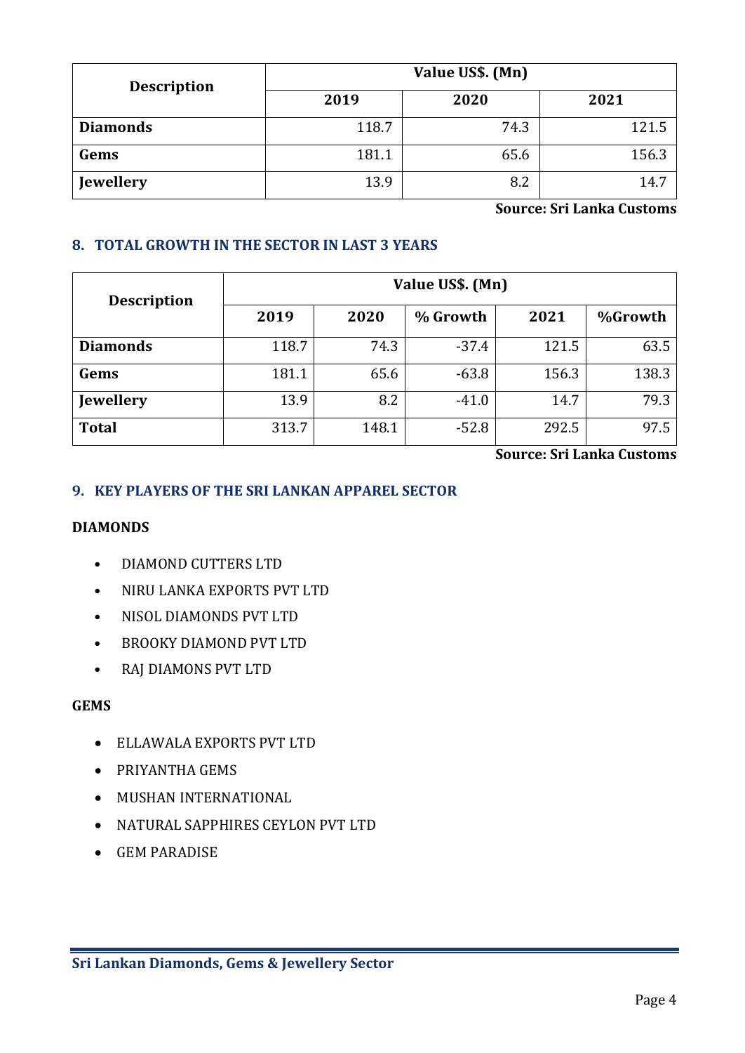| Description | Value US$. (Mn) | | |
|---|---|---|---|
| | 2019 | 2020 | 2021 |
| **Diamonds** | 118.7 | 74.3 | 121.5 |
| **Gems** | 181.1 | 65.6 | 156.3 |
| **Jewellery** | 13.9 | 8.2 | 14.7 |

**Source: Sri Lanka Customs**

## 8. TOTAL GROWTH IN THE SECTOR IN LAST 3 YEARS

| Description | Value US$. (Mn) | | | | |
|---|---|---|---|---|---|
| | 2019 | 2020 | % Growth | 2021 | %Growth |
| **Diamonds** | 118.7 | 74.3 | -37.4 | 121.5 | 63.5 |
| **Gems** | 181.1 | 65.6 | -63.8 | 156.3 | 138.3 |
| **Jewellery** | 13.9 | 8.2 | -41.0 | 14.7 | 79.3 |
| **Total** | 313.7 | 148.1 | -52.8 | 292.5 | 97.5 |

**Source: Sri Lanka Customs**

## 9. KEY PLAYERS OF THE SRI LANKAN APPAREL SECTOR

**DIAMONDS**

- DIAMOND CUTTERS LTD
- NIRU LANKA EXPORTS PVT LTD
- NISOL DIAMONDS PVT LTD
- BROOKY DIAMOND PVT LTD
- RAJ DIAMONS PVT LTD

**GEMS**

- ELLAWALA EXPORTS PVT LTD
- PRIYANTHA GEMS
- MUSHAN INTERNATIONAL
- NATURAL SAPPHIRES CEYLON PVT LTD
- GEM PARADISE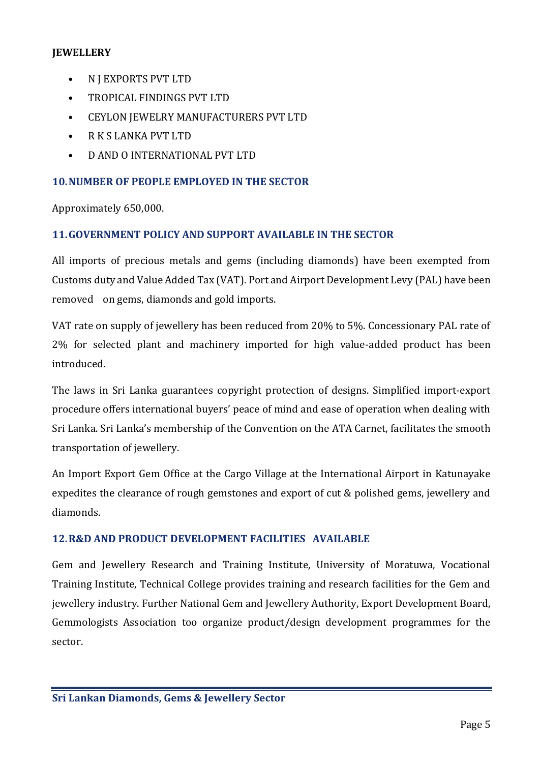**JEWELLERY**

- N J EXPORTS PVT LTD
- TROPICAL FINDINGS PVT LTD
- CEYLON JEWELRY MANUFACTURERS PVT LTD
- R K S LANKA PVT LTD
- D AND O INTERNATIONAL PVT LTD

## 10. NUMBER OF PEOPLE EMPLOYED IN THE SECTOR

Approximately 650,000.

## 11. GOVERNMENT POLICY AND SUPPORT AVAILABLE IN THE SECTOR

All imports of precious metals and gems (including diamonds) have been exempted from Customs duty and Value Added Tax (VAT). Port and Airport Development Levy (PAL) have been removed on gems, diamonds and gold imports.

VAT rate on supply of jewellery has been reduced from 20% to 5%. Concessionary PAL rate of 2% for selected plant and machinery imported for high value-added product has been introduced.

The laws in Sri Lanka guarantees copyright protection of designs. Simplified import-export procedure offers international buyers' peace of mind and ease of operation when dealing with Sri Lanka. Sri Lanka's membership of the Convention on the ATA Carnet, facilitates the smooth transportation of jewellery.

An Import Export Gem Office at the Cargo Village at the International Airport in Katunayake expedites the clearance of rough gemstones and export of cut & polished gems, jewellery and diamonds.

## 12. R&D AND PRODUCT DEVELOPMENT FACILITIES AVAILABLE

Gem and Jewellery Research and Training Institute, University of Moratuwa, Vocational Training Institute, Technical College provides training and research facilities for the Gem and jewellery industry. Further National Gem and Jewellery Authority, Export Development Board, Gemmologists Association too organize product/design development programmes for the sector.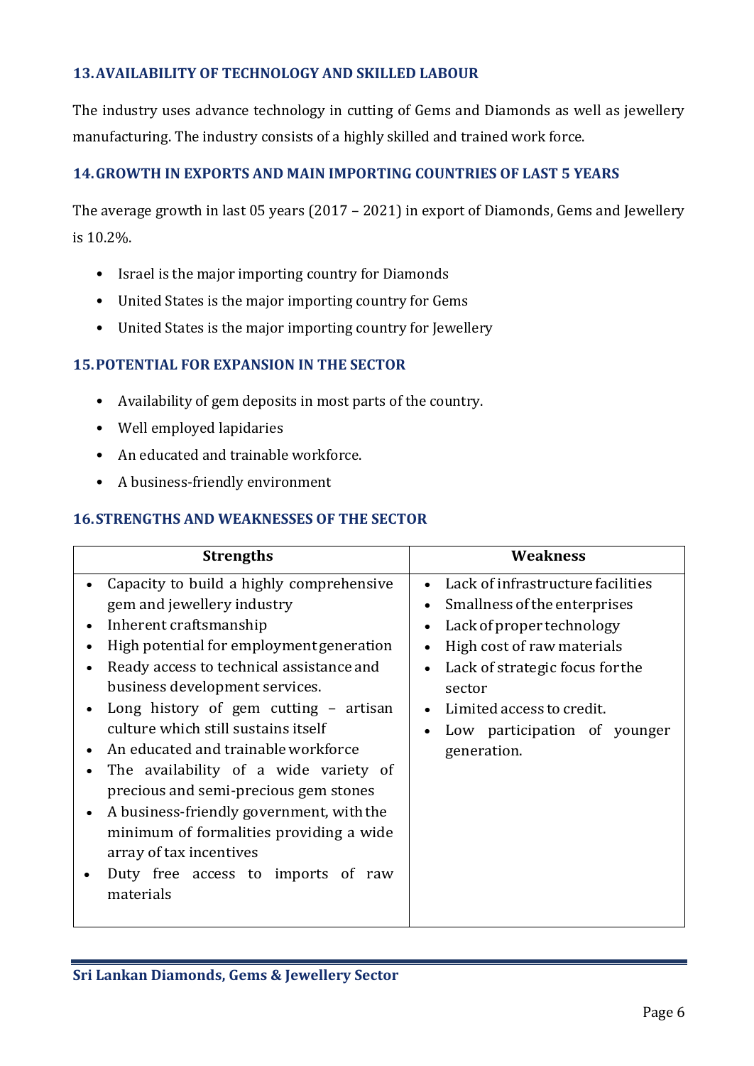## 13. AVAILABILITY OF TECHNOLOGY AND SKILLED LABOUR

The industry uses advance technology in cutting of Gems and Diamonds as well as jewellery manufacturing. The industry consists of a highly skilled and trained work force.

## 14. GROWTH IN EXPORTS AND MAIN IMPORTING COUNTRIES OF LAST 5 YEARS

The average growth in last 05 years (2017 – 2021) in export of Diamonds, Gems and Jewellery is 10.2%.

- Israel is the major importing country for Diamonds
- United States is the major importing country for Gems
- United States is the major importing country for Jewellery

## 15. POTENTIAL FOR EXPANSION IN THE SECTOR

- Availability of gem deposits in most parts of the country.
- Well employed lapidaries
- An educated and trainable workforce.
- A business-friendly environment

## 16. STRENGTHS AND WEAKNESSES OF THE SECTOR

| Strengths | Weakness |
|---|---|
| • Capacity to build a highly comprehensive gem and jewellery industry<br>• Inherent craftsmanship<br>• High potential for employment generation<br>• Ready access to technical assistance and business development services.<br>• Long history of gem cutting – artisan culture which still sustains itself<br>• An educated and trainable workforce<br>• The availability of a wide variety of precious and semi-precious gem stones<br>• A business-friendly government, with the minimum of formalities providing a wide array of tax incentives<br>• Duty free access to imports of raw materials | • Lack of infrastructure facilities<br>• Smallness of the enterprises<br>• Lack of proper technology<br>• High cost of raw materials<br>• Lack of strategic focus for the sector<br>• Limited access to credit.<br>• Low participation of younger generation. |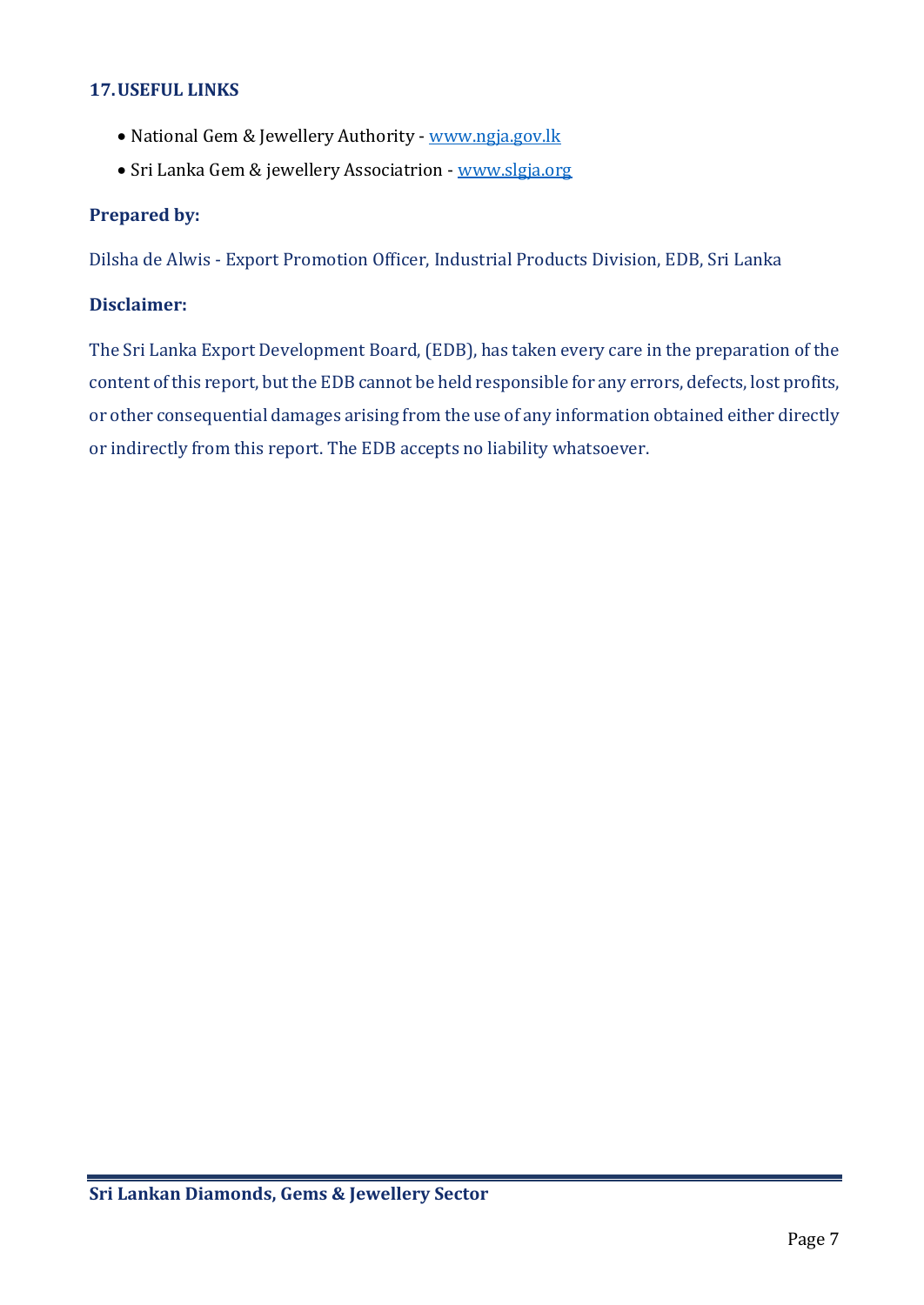## 17. USEFUL LINKS

- National Gem & Jewellery Authority - www.ngja.gov.lk
- Sri Lanka Gem & jewellery Associatrion - www.slgja.org

**Prepared by:**

Dilsha de Alwis - Export Promotion Officer, Industrial Products Division, EDB, Sri Lanka

**Disclaimer:**

The Sri Lanka Export Development Board, (EDB), has taken every care in the preparation of the content of this report, but the EDB cannot be held responsible for any errors, defects, lost profits, or other consequential damages arising from the use of any information obtained either directly or indirectly from this report. The EDB accepts no liability whatsoever.